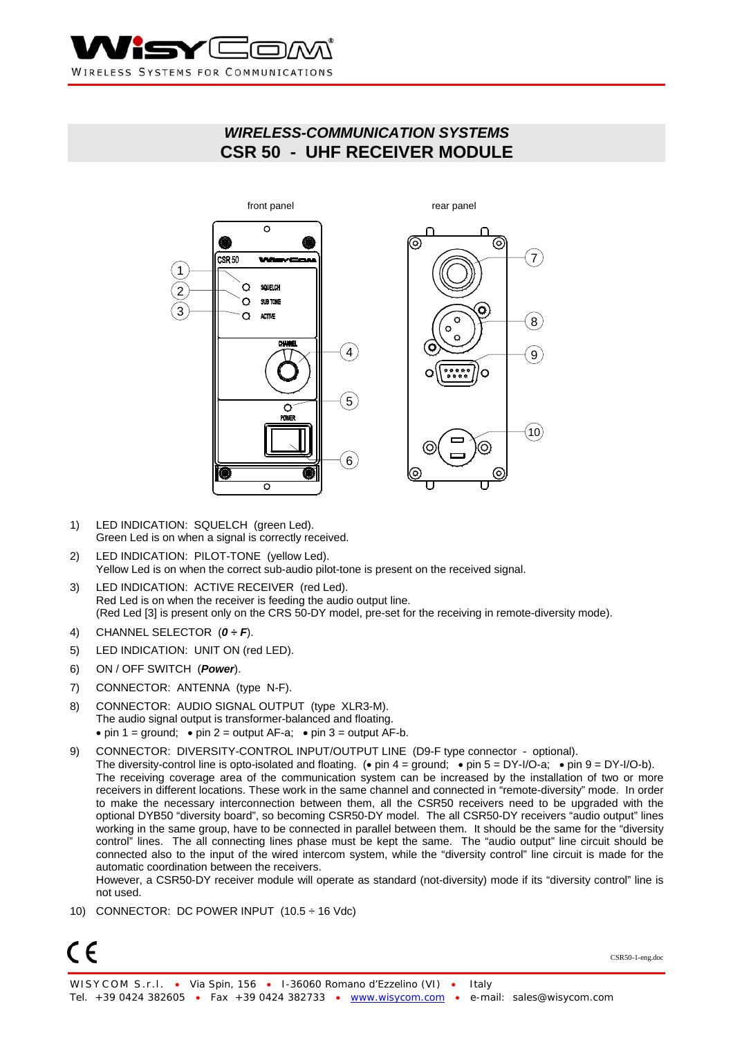# *WIRELESS-COMMUNICATION SYSTEMS*

# CSR 50 - UHF RECEIVER MODULE

front panel

rear panel

1) LED INDICATION: SQUELCH (green Led).
   Green Led is on when a signal is correctly received.
2) LED INDICATION: PILOT-TONE (yellow Led).
   Yellow Led is on when the correct sub-audio pilot-tone is present on the received signal.
3) LED INDICATION: ACTIVE RECEIVER (red Led).
   Red Led is on when the receiver is feeding the audio output line.
   (Red Led [3] is present only on the CRS 50-DY model, pre-set for the receiving in remote-diversity mode).
4) CHANNEL SELECTOR (***0 ÷ F***).
5) LED INDICATION: UNIT ON (red LED).
6) ON / OFF SWITCH (***Power***).
7) CONNECTOR: ANTENNA (type N-F).
8) CONNECTOR: AUDIO SIGNAL OUTPUT (type XLR3-M).
   The audio signal output is transformer-balanced and floating.
   • pin 1 = ground; • pin 2 = output AF-a; • pin 3 = output AF-b.
9) CONNECTOR: DIVERSITY-CONTROL INPUT/OUTPUT LINE (D9-F type connector - optional).
   The diversity-control line is opto-isolated and floating. (• pin 4 = ground; • pin 5 = DY-I/O-a; • pin 9 = DY-I/O-b).
   The receiving coverage area of the communication system can be increased by the installation of two or more receivers in different locations. These work in the same channel and connected in "remote-diversity" mode. In order to make the necessary interconnection between them, all the CSR50 receivers need to be upgraded with the optional DYB50 "diversity board", so becoming CSR50-DY model. The all CSR50-DY receivers "audio output" lines working in the same group, have to be connected in parallel between them. It should be the same for the "diversity control" lines. The all connecting lines phase must be kept the same. The "audio output" line circuit should be connected also to the input of the wired intercom system, while the "diversity control" line circuit is made for the automatic coordination between the receivers.
   However, a CSR50-DY receiver module will operate as standard (not-diversity) mode if its "diversity control" line is not used.
10) CONNECTOR: DC POWER INPUT (10.5 ÷ 16 Vdc)

CSR50-1-eng.doc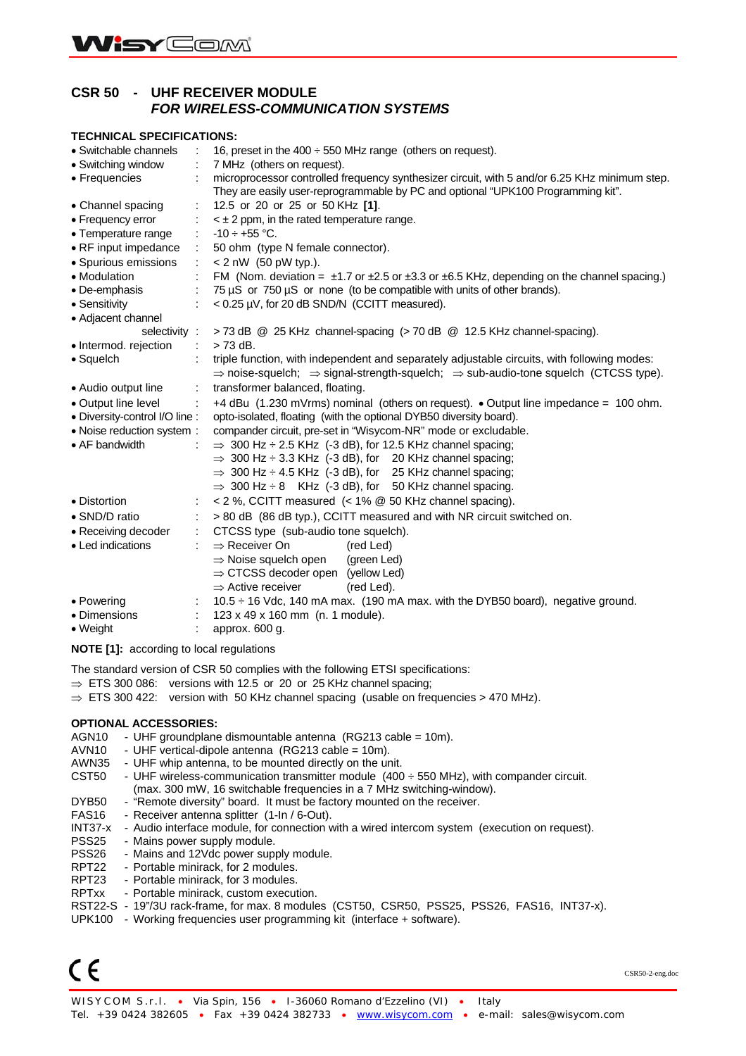# CSR 50 - UHF RECEIVER MODULE
## *FOR WIRELESS-COMMUNICATION SYSTEMS*

**TECHNICAL SPECIFICATIONS:**

| | | |
|---|---|---|
| • Switchable channels | : | 16, preset in the 400 ÷ 550 MHz range (others on request). |
| • Switching window | : | 7 MHz (others on request). |
| • Frequencies | : | microprocessor controlled frequency synthesizer circuit, with 5 and/or 6.25 KHz minimum step. They are easily user-reprogrammable by PC and optional "UPK100 Programming kit". |
| • Channel spacing | : | 12.5 or 20 or 25 or 50 KHz **[1]**. |
| • Frequency error | : | < ± 2 ppm, in the rated temperature range. |
| • Temperature range | : | -10 ÷ +55 °C. |
| • RF input impedance | : | 50 ohm (type N female connector). |
| • Spurious emissions | : | < 2 nW (50 pW typ.). |
| • Modulation | : | FM (Nom. deviation = ±1.7 or ±2.5 or ±3.3 or ±6.5 KHz, depending on the channel spacing.) |
| • De-emphasis | : | 75 µS or 750 µS or none (to be compatible with units of other brands). |
| • Sensitivity | : | < 0.25 µV, for 20 dB SND/N (CCITT measured). |
| • Adjacent channel selectivity | : | > 73 dB @ 25 KHz channel-spacing (> 70 dB @ 12.5 KHz channel-spacing). |
| • Intermod. rejection | : | > 73 dB. |
| • Squelch | : | triple function, with independent and separately adjustable circuits, with following modes: ⇒ noise-squelch; ⇒ signal-strength-squelch; ⇒ sub-audio-tone squelch (CTCSS type). |
| • Audio output line | : | transformer balanced, floating. |
| • Output line level | : | +4 dBu (1.230 mVrms) nominal (others on request). • Output line impedance = 100 ohm. |
| • Diversity-control I/O line | : | opto-isolated, floating (with the optional DYB50 diversity board). |
| • Noise reduction system | : | compander circuit, pre-set in "Wisycom-NR" mode or excludable. |
| • AF bandwidth | : | ⇒ 300 Hz ÷ 2.5 KHz (-3 dB), for 12.5 KHz channel spacing;<br>⇒ 300 Hz ÷ 3.3 KHz (-3 dB), for 20 KHz channel spacing;<br>⇒ 300 Hz ÷ 4.5 KHz (-3 dB), for 25 KHz channel spacing;<br>⇒ 300 Hz ÷ 8 KHz (-3 dB), for 50 KHz channel spacing. |
| • Distortion | : | < 2 %, CCITT measured (< 1% @ 50 KHz channel spacing). |
| • SND/D ratio | : | > 80 dB (86 dB typ.), CCITT measured and with NR circuit switched on. |
| • Receiving decoder | : | CTCSS type (sub-audio tone squelch). |
| • Led indications | : | ⇒ Receiver On (red Led)<br>⇒ Noise squelch open (green Led)<br>⇒ CTCSS decoder open (yellow Led)<br>⇒ Active receiver (red Led). |
| • Powering | : | 10.5 ÷ 16 Vdc, 140 mA max. (190 mA max. with the DYB50 board), negative ground. |
| • Dimensions | : | 123 x 49 x 160 mm (n. 1 module). |
| • Weight | : | approx. 600 g. |

**NOTE [1]:** according to local regulations

The standard version of CSR 50 complies with the following ETSI specifications:

⇒ ETS 300 086: versions with 12.5 or 20 or 25 KHz channel spacing;

⇒ ETS 300 422: version with 50 KHz channel spacing (usable on frequencies > 470 MHz).

**OPTIONAL ACCESSORIES:**

| | |
|---|---|
| AGN10 | - UHF groundplane dismountable antenna (RG213 cable = 10m). |
| AVN10 | - UHF vertical-dipole antenna (RG213 cable = 10m). |
| AWN35 | - UHF whip antenna, to be mounted directly on the unit. |
| CST50 | - UHF wireless-communication transmitter module (400 ÷ 550 MHz), with compander circuit. (max. 300 mW, 16 switchable frequencies in a 7 MHz switching-window). |
| DYB50 | - "Remote diversity" board. It must be factory mounted on the receiver. |
| FAS16 | - Receiver antenna splitter (1-In / 6-Out). |
| INT37-x | - Audio interface module, for connection with a wired intercom system (execution on request). |
| PSS25 | - Mains power supply module. |
| PSS26 | - Mains and 12Vdc power supply module. |
| RPT22 | - Portable minirack, for 2 modules. |
| RPT23 | - Portable minirack, for 3 modules. |
| RPTxx | - Portable minirack, custom execution. |
| RST22-S | - 19"/3U rack-frame, for max. 8 modules (CST50, CSR50, PSS25, PSS26, FAS16, INT37-x). |
| UPK100 | - Working frequencies user programming kit (interface + software). |

CE

CSR50-2-eng.doc

WISYCOM S.r.l. • Via Spin, 156 • I-36060 Romano d'Ezzelino (VI) • Italy
Tel. +39 0424 382605 • Fax +39 0424 382733 • www.wisycom.com • e-mail: sales@wisycom.com